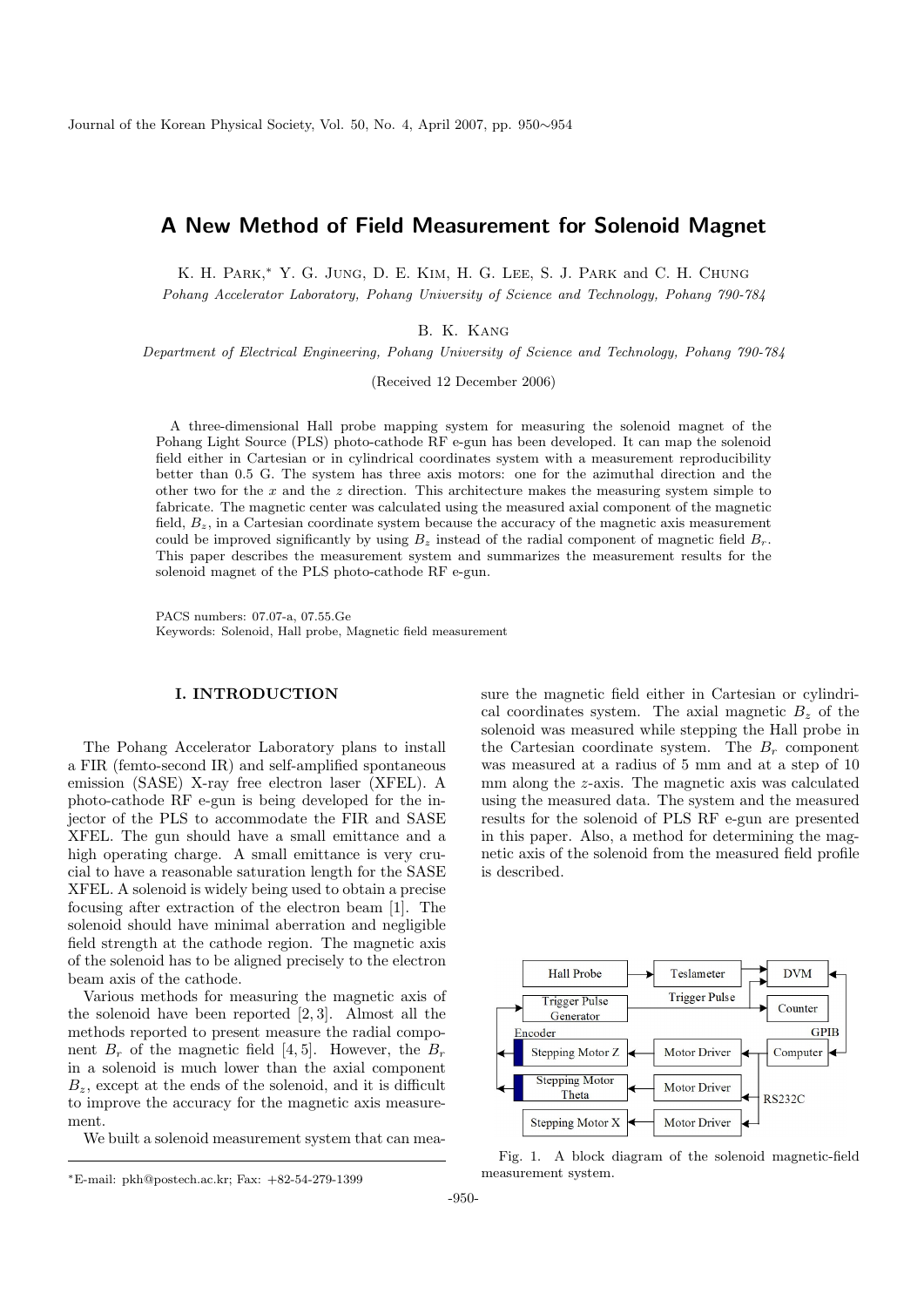# A New Method of Field Measurement for Solenoid Magnet

K. H. Park,* Y. G. Jung, D. E. Kim, H. G. Lee, S. J. Park and C. H. Chung

*Pohang Accelerator Laboratory, Pohang University of Science and Technology, Pohang 790-784*

B. K. Kang

*Department of Electrical Engineering, Pohang University of Science and Technology, Pohang 790-784*

(Received 12 December 2006)

A three-dimensional Hall probe mapping system for measuring the solenoid magnet of the Pohang Light Source (PLS) photo-cathode RF e-gun has been developed. It can map the solenoid field either in Cartesian or in cylindrical coordinates system with a measurement reproducibility better than 0.5 G. The system has three axis motors: one for the azimuthal direction and the other two for the $x$ and the $z$ direction. This arrangement makes the measuring system simple to fabricate. The magnetic center was calculated using the measured axial component of the magnetic field, $B_z$, in a Cartesian coordinate system because the accuracy of the magnetic axis measurement could be improved significantly by using $B_z$ instead of the radial component of magnetic field $B_r$. This paper describes the measurement system and summarizes the measurement results for the solenoid magnet of the PLS photo-cathode RF e-gun.

PACS numbers: 07.07-a, 07.55.Ge
Keywords: Solenoid, Hall probe, Magnetic field measurement

## I. INTRODUCTION

The Pohang Accelerator Laboratory plans to install a FIR (femto-second IR) and self-amplified spontaneous emission (SASE) X-ray free electron laser (XFEL). A photo-cathode RF e-gun is being developed for the injector of the PLS to accommodate the FIR and SASE XFEL. The gun should have a small emittance and a high operating charge. A small emittance is very crucial to have a reasonable saturation length for the SASE XFEL. A solenoid is widely being used to obtain a precise focusing after extraction of the electron beam [1]. The solenoid should have minimal aberration and negligible field strength at the cathode region. The magnetic axis of the solenoid has to be aligned precisely to the electron beam axis of the cathode.

Various methods for measuring the magnetic axis of the solenoid have been reported [2, 3]. Almost all the methods reported to present measure the radial component $B_r$ of the magnetic field [4, 5]. However, the $B_r$ in a solenoid is much lower than the axial component $B_z$, except at the ends of the solenoid, and it is difficult to improve the accuracy for the magnetic axis measurement.

We built a solenoid measurement system that can measure the magnetic field either in Cartesian or cylindrical coordinates system. The axial magnetic $B_z$ of the solenoid was measured while stepping the Hall probe in the Cartesian coordinate system. The $B_r$ component was measured at a radius of 5 mm and at a step of 10 mm along the $z$-axis. The magnetic axis was calculated using the measured data. The system and the measured results for the solenoid of PLS RF e-gun are presented in this paper. Also, a method for determining the magnetic axis of the solenoid from the measured field profile is described.

Fig. 1. A block diagram of the solenoid magnetic-field measurement system.

*E-mail: pkh@postech.ac.kr; Fax: +82-54-279-1399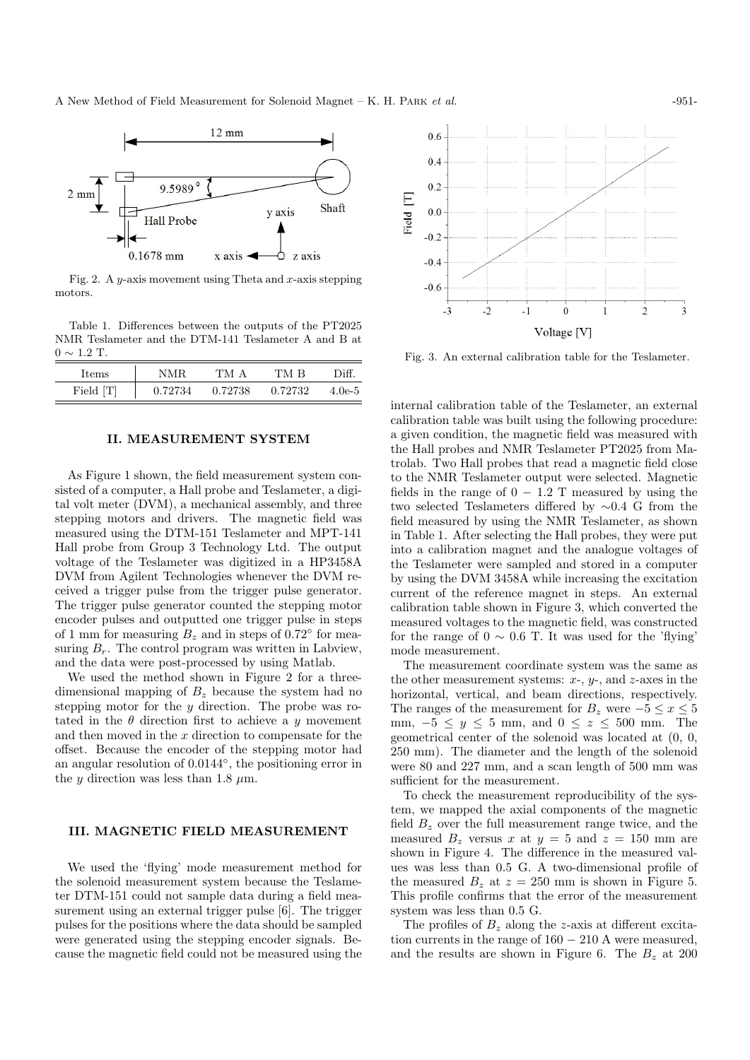Fig. 2. A $y$-axis movement using Theta and $x$-axis stepping motors.

Table 1. Differences between the outputs of the PT2025 NMR Teslameter and the DTM-141 Teslameter A and B at $0 \sim 1.2$ T.

| Items | NMR | TM A | TM B | Diff. |
|---|---|---|---|---|
| Field [T] | 0.72734 | 0.72738 | 0.72732 | 4.0e-5 |

## II. MEASUREMENT SYSTEM

As Figure 1 shown, the field measurement system consisted of a computer, a Hall probe and Teslameter, a digital volt meter (DVM), a mechanical assembly, and three stepping motors and drivers. The magnetic field was measured using the DTM-151 Teslameter and MPT-141 Hall probe from Group 3 Technology Ltd. The output voltage of the Teslameter was digitized in a HP3458A DVM from Agilent Technologies whenever the DVM received a trigger pulse from the trigger pulse generator. The trigger pulse generator counted the stepping motor encoder pulses and outputted one trigger pulse in steps of 1 mm for measuring $B_z$ and in steps of 0.72° for measuring $B_r$. The control program was written in Labview, and the data were post-processed by using Matlab.

We used the method shown in Figure 2 for a three-dimensional mapping of $B_z$ because the system had no stepping motor for the $y$ direction. The probe was rotated in the $\theta$ direction first to achieve a $y$ movement and then moved in the $x$ direction to compensate for the offset. Because the encoder of the stepping motor had an angular resolution of 0.0144°, the positioning error in the $y$ direction was less than 1.8 $\mu$m.

## III. MAGNETIC FIELD MEASUREMENT

We used the 'flying' mode measurement method for the solenoid measurement system because the Teslameter DTM-151 could not sample data during a field measurement using an external trigger pulse [6]. The trigger pulses for the positions where the data should be sampled were generated using the stepping encoder signals. Because the magnetic field could not be measured using the internal calibration table of the Teslameter, an external calibration table was built using the following procedure: a given condition, the magnetic field was measured with the Hall probes and NMR Teslameter PT2025 from Matrolab. Two Hall probes that read a magnetic field close to the NMR Teslameter output were selected. Magnetic fields in the range of $0 - 1.2$ T measured by using the two selected Teslameters differed by ~0.4 G from the field measured by using the NMR Teslameter, as shown in Table 1. After selecting the Hall probes, they were put into a calibration magnet and the analogue voltages of the Teslameter were sampled and stored in a computer by using the DVM 3458A while increasing the excitation current of the reference magnet in steps. An external calibration table shown in Figure 3, which converted the measured voltages to the magnetic field, was constructed for the range of $0 \sim 0.6$ T. It was used for the 'flying' mode measurement.

Fig. 3. An external calibration table for the Teslameter.

The measurement coordinate system was the same as the other measurement systems: $x$-, $y$-, and $z$-axes in the horizontal, vertical, and beam directions, respectively. The ranges of the measurement for $B_z$ were $-5 \le x \le 5$ mm, $-5 \le y \le 5$ mm, and $0 \le z \le 500$ mm. The geometrical center of the solenoid was located at (0, 0, 250 mm). The diameter and the length of the solenoid were 80 and 227 mm, and a scan length of 500 mm was sufficient for the measurement.

To check the measurement reproducibility of the system, we mapped the axial components of the magnetic field $B_z$ over the full measurement range twice, and the measured $B_z$ versus $x$ at $y = 5$ and $z = 150$ mm are shown in Figure 4. The difference in the measured values was less than 0.5 G. A two-dimensional profile of the measured $B_z$ at $z = 250$ mm is shown in Figure 5. This profile confirms that the error of the measurement system was less than 0.5 G.

The profiles of $B_z$ along the $z$-axis at different excitation currents in the range of $160 - 210$ A were measured, and the results are shown in Figure 6. The $B_z$ at 200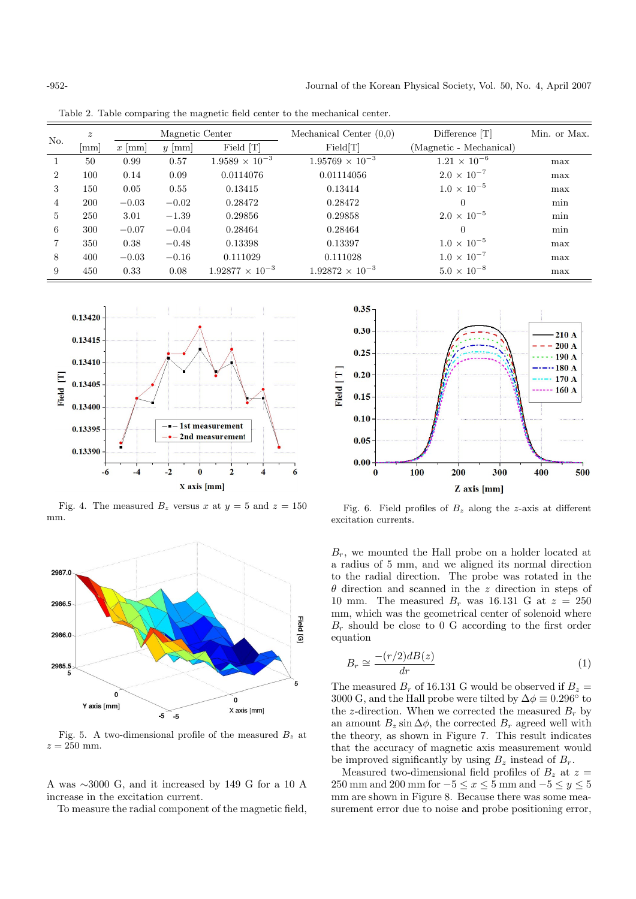Table 2. Table comparing the magnetic field center to the mechanical center.

| No. | $z$ [mm] | Magnetic Center $x$ [mm] | Magnetic Center $y$ [mm] | Magnetic Center Field [T] | Mechanical Center (0,0) Field[T] | Difference [T] (Magnetic - Mechanical) | Min. or Max. |
|---|---|---|---|---|---|---|---|
| 1 | 50 | 0.99 | 0.57 | $1.9589 \times 10^{-3}$ | $1.95769 \times 10^{-3}$ | $1.21 \times 10^{-6}$ | max |
| 2 | 100 | 0.14 | 0.09 | 0.0114076 | 0.01114056 | $2.0 \times 10^{-7}$ | max |
| 3 | 150 | 0.05 | 0.55 | 0.13415 | 0.13414 | $1.0 \times 10^{-5}$ | max |
| 4 | 200 | $-0.03$ | $-0.02$ | 0.28472 | 0.28472 | 0 | min |
| 5 | 250 | 3.01 | $-1.39$ | 0.29856 | 0.29858 | $2.0 \times 10^{-5}$ | min |
| 6 | 300 | $-0.07$ | $-0.04$ | 0.28464 | 0.28464 | 0 | min |
| 7 | 350 | 0.38 | $-0.48$ | 0.13398 | 0.13397 | $1.0 \times 10^{-5}$ | max |
| 8 | 400 | $-0.03$ | $-0.16$ | 0.111029 | 0.111028 | $1.0 \times 10^{-7}$ | max |
| 9 | 450 | 0.33 | 0.08 | $1.92877 \times 10^{-3}$ | $1.92872 \times 10^{-3}$ | $5.0 \times 10^{-8}$ | max |

Fig. 4. The measured $B_z$ versus $x$ at $y = 5$ and $z = 150$ mm.

Fig. 5. A two-dimensional profile of the measured $B_z$ at $z = 250$ mm.

A was ~3000 G, and it increased by 149 G for a 10 A increase in the excitation current.

To measure the radial component of the magnetic field, $B_r$, we mounted the Hall probe on a holder located at a radius of 5 mm, and we aligned its normal direction to the radial direction. The probe was rotated in the $\theta$ direction and scanned in the $z$ direction in steps of 10 mm. The measured $B_r$ was 16.131 G at $z = 250$ mm, which was the geometrical center of solenoid where $B_r$ should be close to 0 G according to the first order equation

$$B_r \cong \frac{-(r/2)dB(z)}{dr} \qquad (1)$$

The measured $B_r$ of 16.131 G would be observed if $B_z = 3000$ G, and the Hall probe were tilted by $\Delta\phi \equiv 0.296°$ to the $z$-direction. When we corrected the measured $B_r$ by an amount $B_z \sin\Delta\phi$, the corrected $B_r$ agreed well with the theory, as shown in Figure 7. This result indicates that the accuracy of magnetic axis measurement would be improved significantly by using $B_z$ instead of $B_r$.

Measured two-dimensional field profiles of $B_z$ at $z = 250$ mm and 200 mm for $-5 \leq x \leq 5$ mm and $-5 \leq y \leq 5$ mm are shown in Figure 8. Because there was some measurement error due to noise and probe positioning error,

Fig. 6. Field profiles of $B_z$ along the $z$-axis at different excitation currents.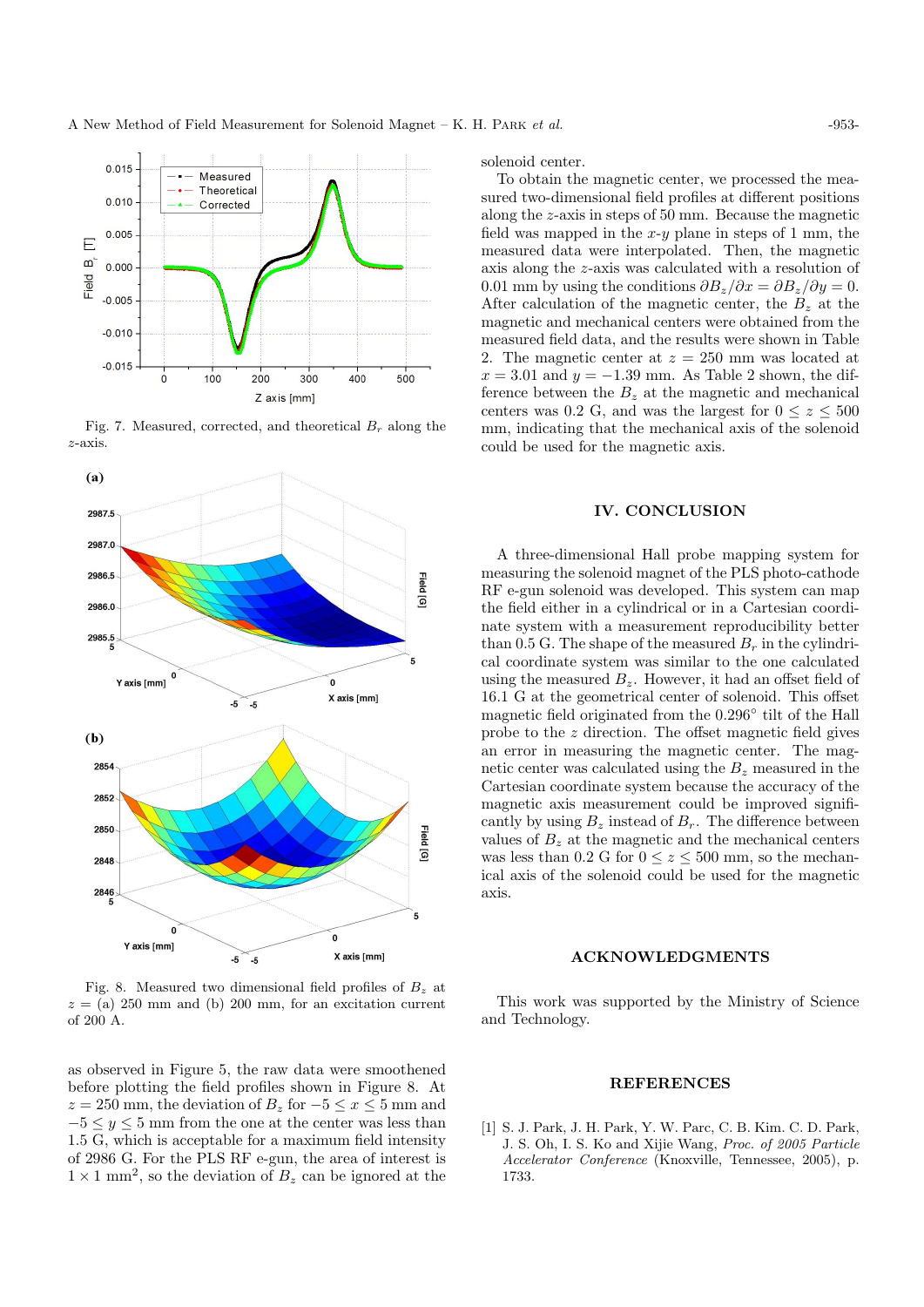Fig. 7. Measured, corrected, and theoretical $B_r$ along the $z$-axis.

Fig. 8. Measured two dimensional field profiles of $B_z$ at $z$ = (a) 250 mm and (b) 200 mm, for an excitation current of 200 A.

as observed in Figure 5, the raw data were smoothened before plotting the field profiles shown in Figure 8. At $z = 250$ mm, the deviation of $B_z$ for $-5 \leq x \leq 5$ mm and $-5 \leq y \leq 5$ mm from the one at the center was less than 1.5 G, which is acceptable for a maximum field intensity of 2986 G. For the PLS RF e-gun, the area of interest is $1 \times 1$ mm$^2$, so the deviation of $B_z$ can be ignored at the solenoid center.

To obtain the magnetic center, we processed the measured two-dimensional field profiles at different positions along the $z$-axis in steps of 50 mm. Because the magnetic field was mapped in the $x$-$y$ plane in steps of 1 mm, the measured data were interpolated. Then, the magnetic axis along the $z$-axis was calculated with a resolution of 0.01 mm by using the conditions $\partial B_z/\partial x = \partial B_z/\partial y = 0$. After calculation of the magnetic center, the $B_z$ at the magnetic and mechanical centers were obtained from the measured field data, and the results were shown in Table 2. The magnetic center at $z = 250$ mm was located at $x = 3.01$ and $y = -1.39$ mm. As Table 2 shown, the difference between the $B_z$ at the magnetic and mechanical centers was 0.2 G, and was the largest for $0 \leq z \leq 500$ mm, indicating that the mechanical axis of the solenoid could be used for the magnetic axis.

## IV. CONCLUSION

A three-dimensional Hall probe mapping system for measuring the solenoid magnet of the PLS photo-cathode RF e-gun solenoid was developed. This system can map the field either in a cylindrical or in a Cartesian coordinate system with a measurement reproducibility better than 0.5 G. The shape of the measured $B_r$ in the cylindrical coordinate system was similar to the one calculated using the measured $B_z$. However, it had an offset field of 16.1 G at the geometrical center of solenoid. This offset magnetic field originated from the 0.296° tilt of the Hall probe to the $z$ direction. The offset magnetic field gives an error in measuring the magnetic center. The magnetic center was calculated using the $B_z$ measured in the Cartesian coordinate system because the accuracy of the magnetic axis measurement could be improved significantly by using $B_z$ instead of $B_r$. The difference between values of $B_z$ at the magnetic and the mechanical centers was less than 0.2 G for $0 \leq z \leq 500$ mm, so the mechanical axis of the solenoid could be used for the magnetic axis.

## ACKNOWLEDGMENTS

This work was supported by the Ministry of Science and Technology.

## REFERENCES

[1] S. J. Park, J. H. Park, Y. W. Parc, C. B. Kim. C. D. Park, J. S. Oh, I. S. Ko and Xijie Wang, *Proc. of 2005 Particle Accelerator Conference* (Knoxville, Tennessee, 2005), p. 1733.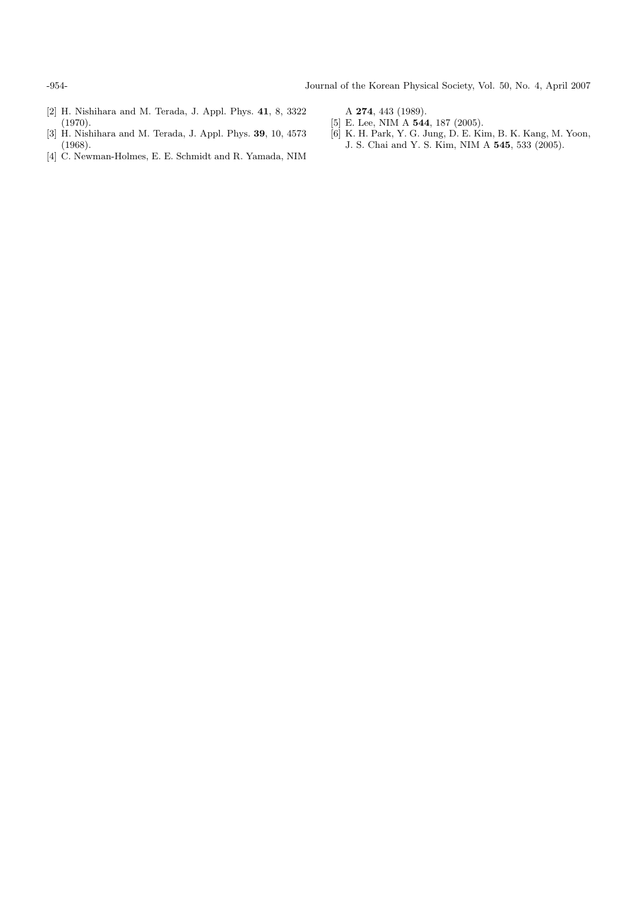[2] H. Nishihara and M. Terada, J. Appl. Phys. **41**, 8, 3322 (1970).

[3] H. Nishihara and M. Terada, J. Appl. Phys. **39**, 10, 4573 (1968).

[4] C. Newman-Holmes, E. E. Schmidt and R. Yamada, NIM A **274**, 443 (1989).

[5] E. Lee, NIM A **544**, 187 (2005).

[6] K. H. Park, Y. G. Jung, D. E. Kim, B. K. Kang, M. Yoon, J. S. Chai and Y. S. Kim, NIM A **545**, 533 (2005).